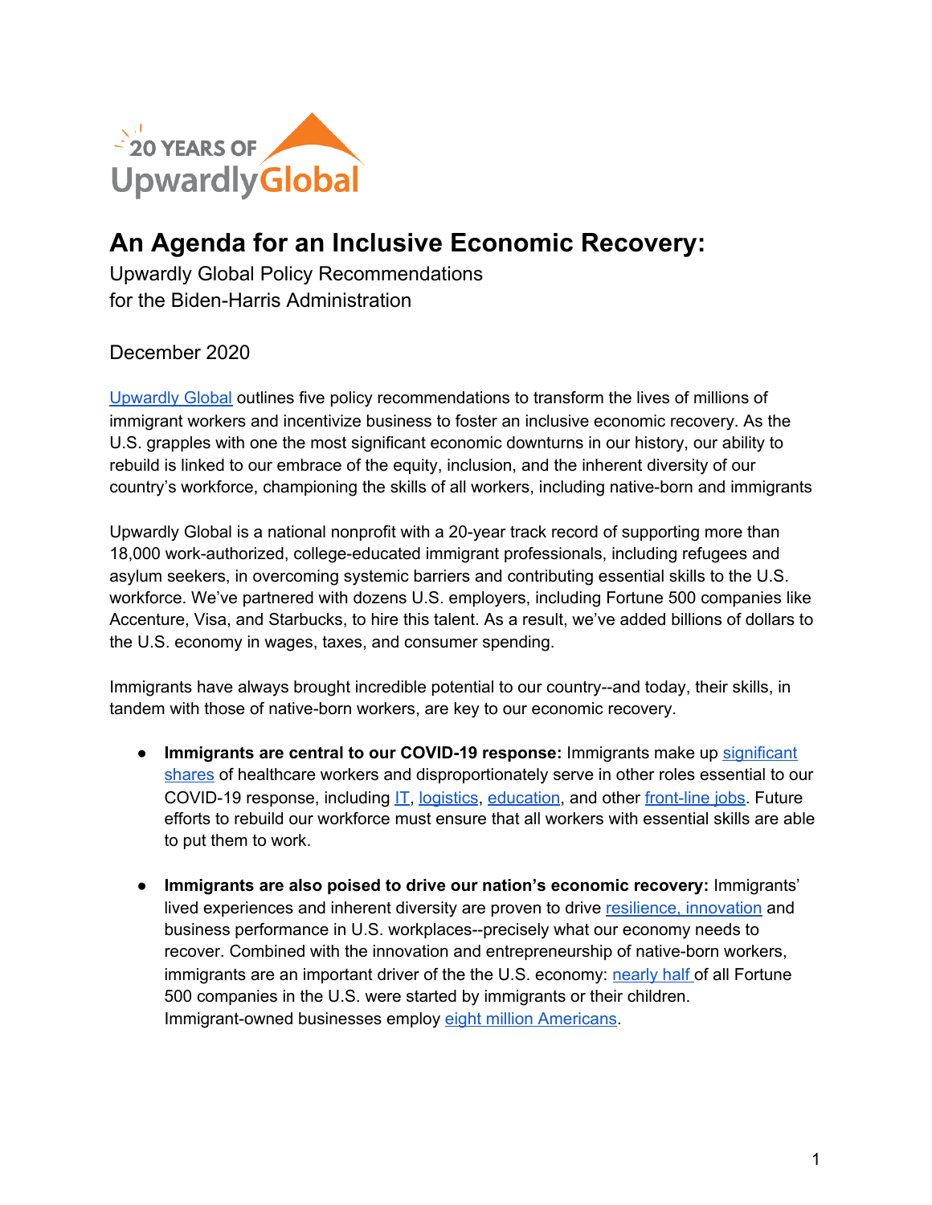20 YEARS OF UpwardlyGlobal

# An Agenda for an Inclusive Economic Recovery:

Upwardly Global Policy Recommendations
for the Biden-Harris Administration

December 2020

Upwardly Global outlines five policy recommendations to transform the lives of millions of immigrant workers and incentivize business to foster an inclusive economic recovery. As the U.S. grapples with one the most significant economic downturns in our history, our ability to rebuild is linked to our embrace of the equity, inclusion, and the inherent diversity of our country's workforce, championing the skills of all workers, including native-born and immigrants

Upwardly Global is a national nonprofit with a 20-year track record of supporting more than 18,000 work-authorized, college-educated immigrant professionals, including refugees and asylum seekers, in overcoming systemic barriers and contributing essential skills to the U.S. workforce. We've partnered with dozens U.S. employers, including Fortune 500 companies like Accenture, Visa, and Starbucks, to hire this talent. As a result, we've added billions of dollars to the U.S. economy in wages, taxes, and consumer spending.

Immigrants have always brought incredible potential to our country--and today, their skills, in tandem with those of native-born workers, are key to our economic recovery.

- **Immigrants are central to our COVID-19 response:** Immigrants make up significant shares of healthcare workers and disproportionately serve in other roles essential to our COVID-19 response, including IT, logistics, education, and other front-line jobs. Future efforts to rebuild our workforce must ensure that all workers with essential skills are able to put them to work.

- **Immigrants are also poised to drive our nation's economic recovery:** Immigrants' lived experiences and inherent diversity are proven to drive resilience, innovation and business performance in U.S. workplaces--precisely what our economy needs to recover. Combined with the innovation and entrepreneurship of native-born workers, immigrants are an important driver of the the U.S. economy: nearly half of all Fortune 500 companies in the U.S. were started by immigrants or their children. Immigrant-owned businesses employ eight million Americans.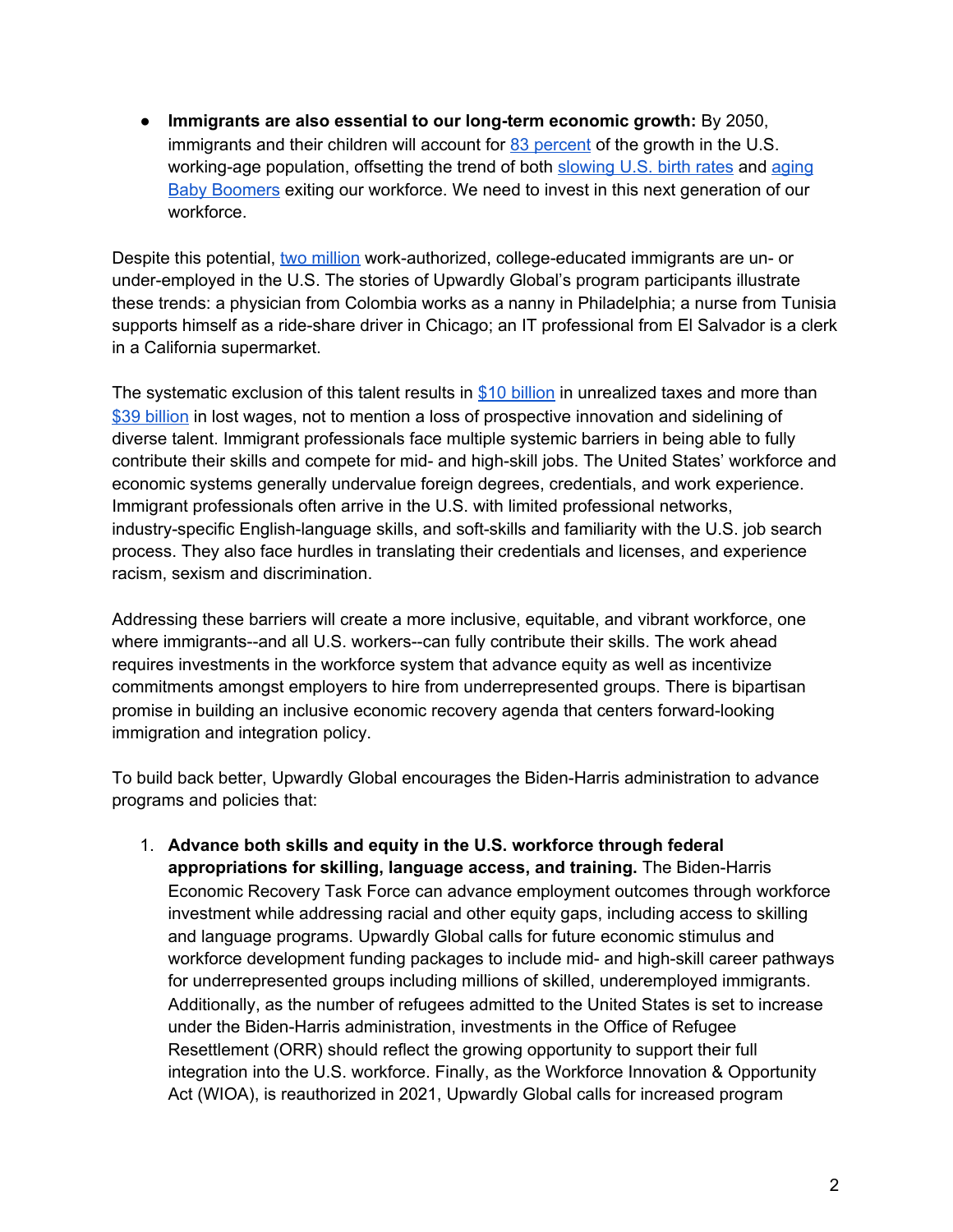- **Immigrants are also essential to our long-term economic growth:** By 2050, immigrants and their children will account for 83 percent of the growth in the U.S. working-age population, offsetting the trend of both slowing U.S. birth rates and aging Baby Boomers exiting our workforce. We need to invest in this next generation of our workforce.

Despite this potential, two million work-authorized, college-educated immigrants are un- or under-employed in the U.S. The stories of Upwardly Global's program participants illustrate these trends: a physician from Colombia works as a nanny in Philadelphia; a nurse from Tunisia supports himself as a ride-share driver in Chicago; an IT professional from El Salvador is a clerk in a California supermarket.

The systematic exclusion of this talent results in $10 billion in unrealized taxes and more than $39 billion in lost wages, not to mention a loss of prospective innovation and sidelining of diverse talent. Immigrant professionals face multiple systemic barriers in being able to fully contribute their skills and compete for mid- and high-skill jobs. The United States' workforce and economic systems generally undervalue foreign degrees, credentials, and work experience. Immigrant professionals often arrive in the U.S. with limited professional networks, industry-specific English-language skills, and soft-skills and familiarity with the U.S. job search process. They also face hurdles in translating their credentials and licenses, and experience racism, sexism and discrimination.

Addressing these barriers will create a more inclusive, equitable, and vibrant workforce, one where immigrants--and all U.S. workers--can fully contribute their skills. The work ahead requires investments in the workforce system that advance equity as well as incentivize commitments amongst employers to hire from underrepresented groups. There is bipartisan promise in building an inclusive economic recovery agenda that centers forward-looking immigration and integration policy.

To build back better, Upwardly Global encourages the Biden-Harris administration to advance programs and policies that:

1. **Advance both skills and equity in the U.S. workforce through federal appropriations for skilling, language access, and training.** The Biden-Harris Economic Recovery Task Force can advance employment outcomes through workforce investment while addressing racial and other equity gaps, including access to skilling and language programs. Upwardly Global calls for future economic stimulus and workforce development funding packages to include mid- and high-skill career pathways for underrepresented groups including millions of skilled, underemployed immigrants. Additionally, as the number of refugees admitted to the United States is set to increase under the Biden-Harris administration, investments in the Office of Refugee Resettlement (ORR) should reflect the growing opportunity to support their full integration into the U.S. workforce. Finally, as the Workforce Innovation & Opportunity Act (WIOA), is reauthorized in 2021, Upwardly Global calls for increased program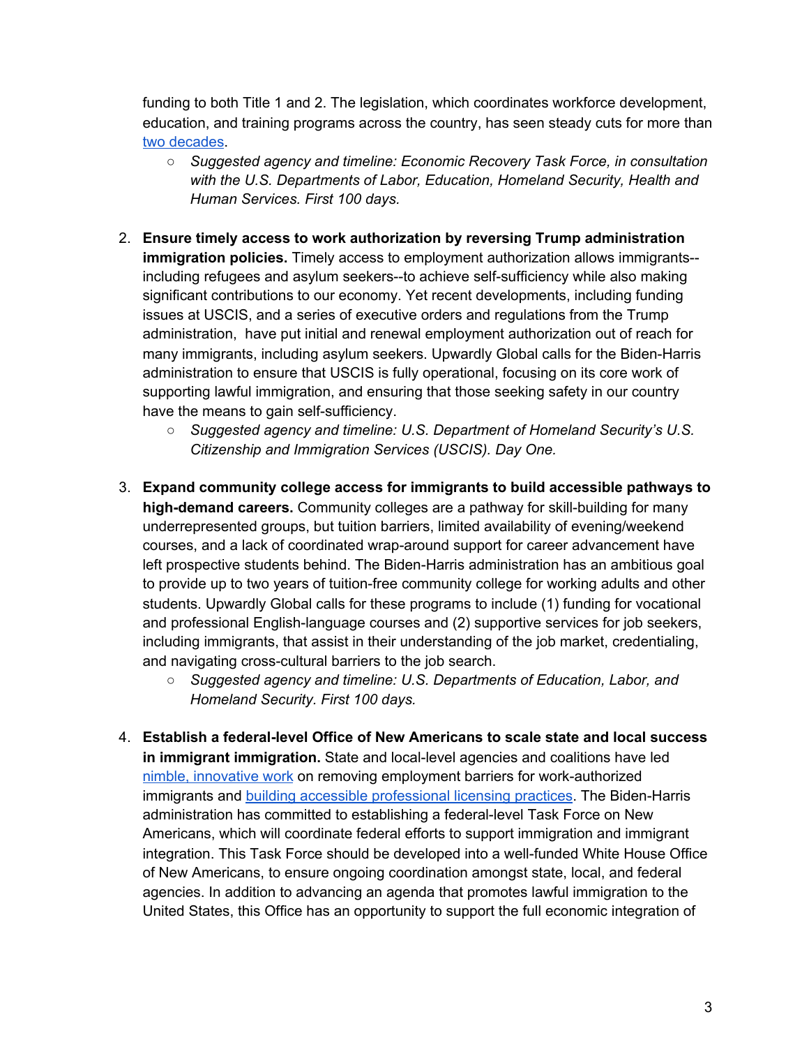funding to both Title 1 and 2. The legislation, which coordinates workforce development, education, and training programs across the country, has seen steady cuts for more than two decades.

   - *Suggested agency and timeline: Economic Recovery Task Force, in consultation with the U.S. Departments of Labor, Education, Homeland Security, Health and Human Services. First 100 days.*

2. **Ensure timely access to work authorization by reversing Trump administration immigration policies.** Timely access to employment authorization allows immigrants--including refugees and asylum seekers--to achieve self-sufficiency while also making significant contributions to our economy. Yet recent developments, including funding issues at USCIS, and a series of executive orders and regulations from the Trump administration, have put initial and renewal employment authorization out of reach for many immigrants, including asylum seekers. Upwardly Global calls for the Biden-Harris administration to ensure that USCIS is fully operational, focusing on its core work of supporting lawful immigration, and ensuring that those seeking safety in our country have the means to gain self-sufficiency.
   - *Suggested agency and timeline: U.S. Department of Homeland Security's U.S. Citizenship and Immigration Services (USCIS). Day One.*

3. **Expand community college access for immigrants to build accessible pathways to high-demand careers.** Community colleges are a pathway for skill-building for many underrepresented groups, but tuition barriers, limited availability of evening/weekend courses, and a lack of coordinated wrap-around support for career advancement have left prospective students behind. The Biden-Harris administration has an ambitious goal to provide up to two years of tuition-free community college for working adults and other students. Upwardly Global calls for these programs to include (1) funding for vocational and professional English-language courses and (2) supportive services for job seekers, including immigrants, that assist in their understanding of the job market, credentialing, and navigating cross-cultural barriers to the job search.
   - *Suggested agency and timeline: U.S. Departments of Education, Labor, and Homeland Security. First 100 days.*

4. **Establish a federal-level Office of New Americans to scale state and local success in immigrant immigration.** State and local-level agencies and coalitions have led nimble, innovative work on removing employment barriers for work-authorized immigrants and building accessible professional licensing practices. The Biden-Harris administration has committed to establishing a federal-level Task Force on New Americans, which will coordinate federal efforts to support immigration and immigrant integration. This Task Force should be developed into a well-funded White House Office of New Americans, to ensure ongoing coordination amongst state, local, and federal agencies. In addition to advancing an agenda that promotes lawful immigration to the United States, this Office has an opportunity to support the full economic integration of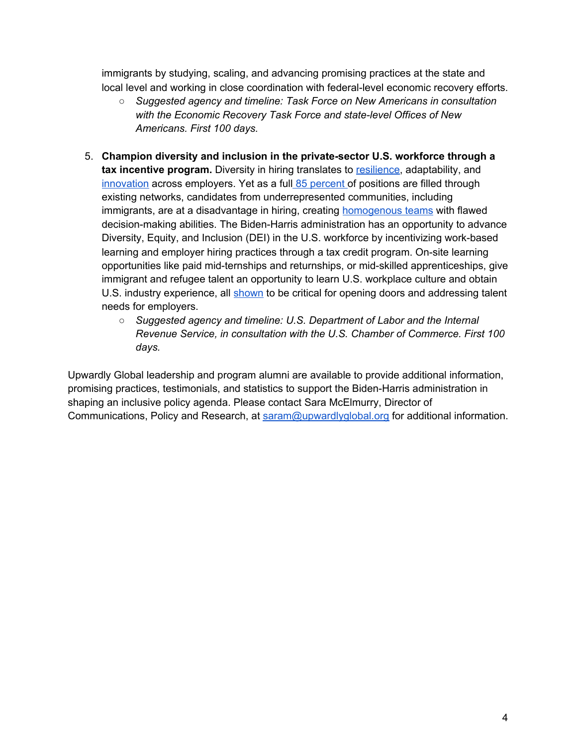immigrants by studying, scaling, and advancing promising practices at the state and local level and working in close coordination with federal-level economic recovery efforts.
   - *Suggested agency and timeline: Task Force on New Americans in consultation with the Economic Recovery Task Force and state-level Offices of New Americans. First 100 days.*

5. **Champion diversity and inclusion in the private-sector U.S. workforce through a tax incentive program.** Diversity in hiring translates to resilience, adaptability, and innovation across employers. Yet as a full 85 percent of positions are filled through existing networks, candidates from underrepresented communities, including immigrants, are at a disadvantage in hiring, creating homogenous teams with flawed decision-making abilities. The Biden-Harris administration has an opportunity to advance Diversity, Equity, and Inclusion (DEI) in the U.S. workforce by incentivizing work-based learning and employer hiring practices through a tax credit program. On-site learning opportunities like paid mid-ternships and returnships, or mid-skilled apprenticeships, give immigrant and refugee talent an opportunity to learn U.S. workplace culture and obtain U.S. industry experience, all shown to be critical for opening doors and addressing talent needs for employers.
   - *Suggested agency and timeline: U.S. Department of Labor and the Internal Revenue Service, in consultation with the U.S. Chamber of Commerce. First 100 days.*

Upwardly Global leadership and program alumni are available to provide additional information, promising practices, testimonials, and statistics to support the Biden-Harris administration in shaping an inclusive policy agenda. Please contact Sara McElmurry, Director of Communications, Policy and Research, at saram@upwardlyglobal.org for additional information.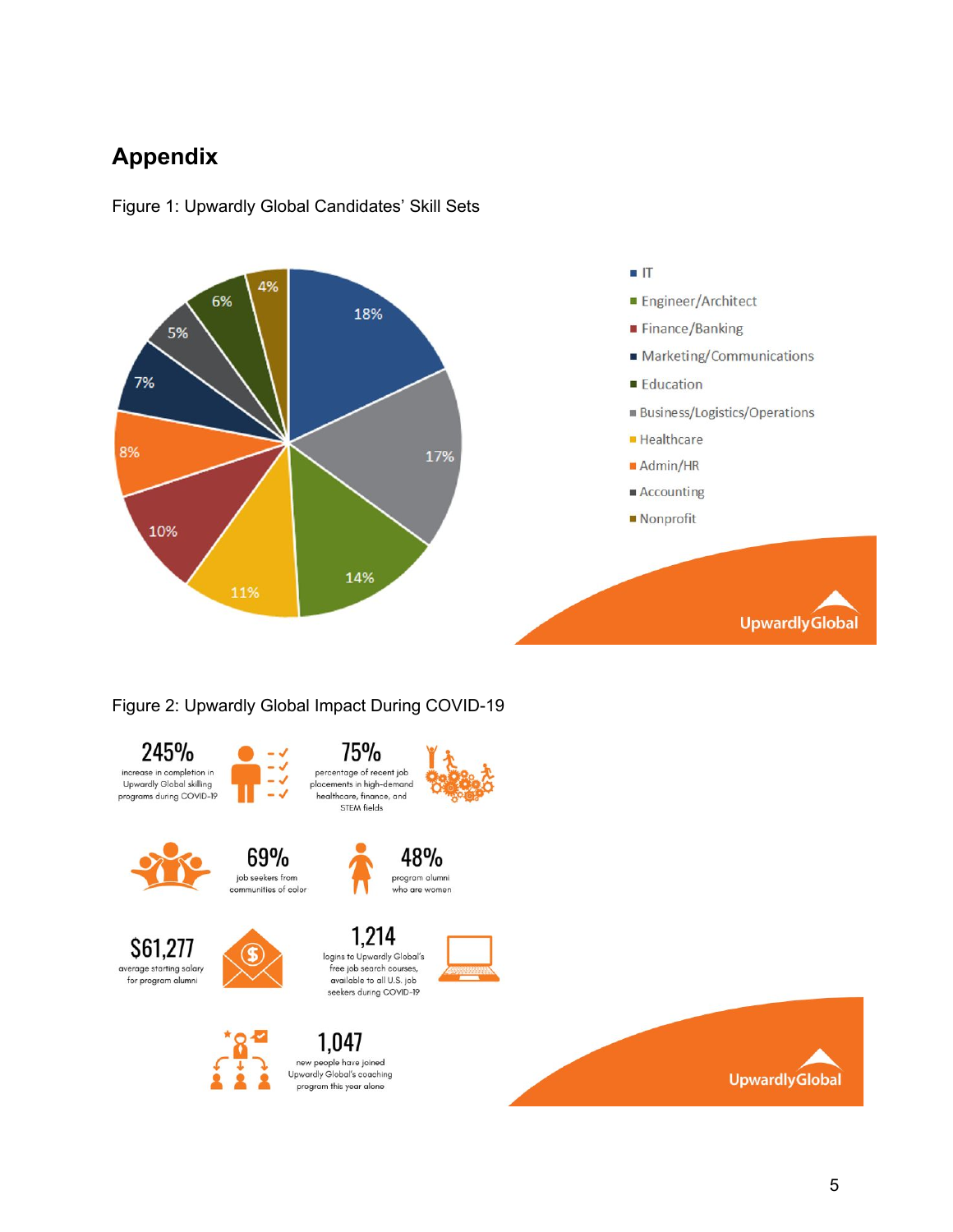## Appendix

Figure 1: Upwardly Global Candidates' Skill Sets

18%
17%
14%
11%
10%
8%
7%
5%
6%
4%

- IT
- Engineer/Architect
- Finance/Banking
- Marketing/Communications
- Education
- Business/Logistics/Operations
- Healthcare
- Admin/HR
- Accounting
- Nonprofit

UpwardlyGlobal

Figure 2: Upwardly Global Impact During COVID-19

245%
increase in completion in Upwardly Global skilling programs during COVID-19

75%
percentage of recent job placements in high-demand healthcare, finance, and STEM fields

69%
job seekers from communities of color

48%
program alumni who are women

$61,277
average starting salary for program alumni

1,214
logins to Upwardly Global's free job search courses, available to all U.S. job seekers during COVID-19

1,047
new people have joined Upwardly Global's coaching program this year alone

UpwardlyGlobal